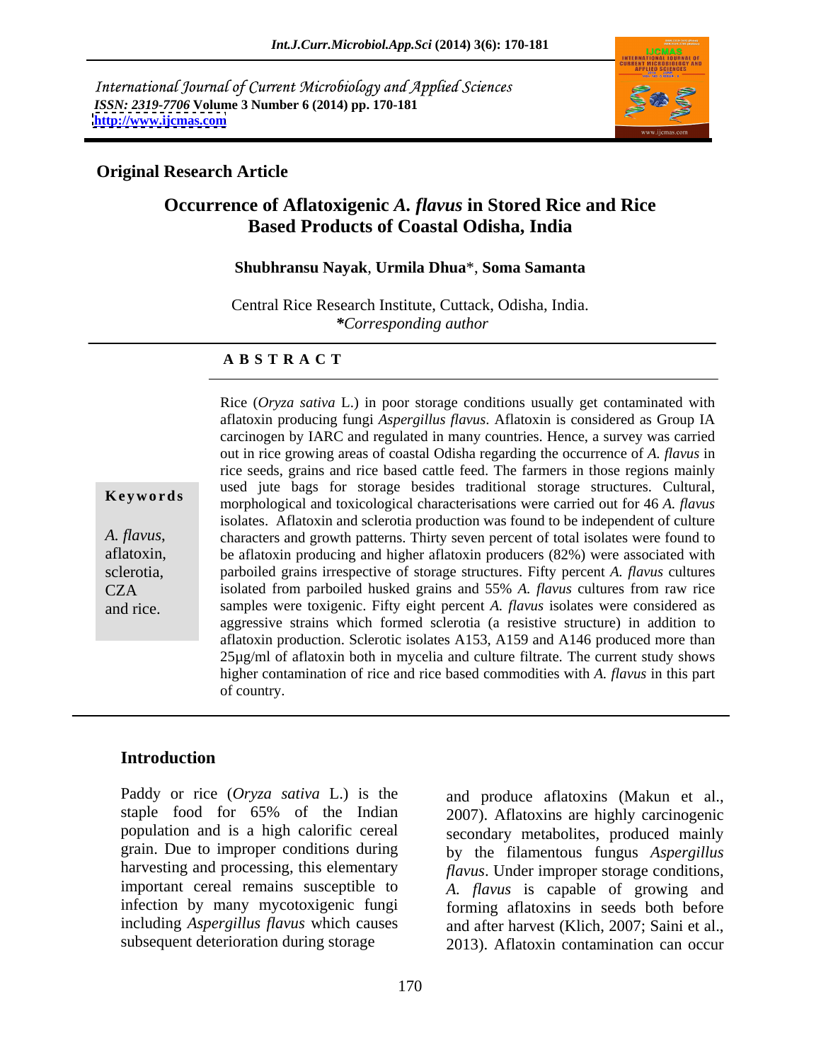International Journal of Current Microbiology and Applied Sciences
*ISSN: 2319-7706* **Volume 3 Number 6 (2014) pp. 170-181**
**http://www.ijcmas.com**

**Original Research Article**

# Occurrence of Aflatoxigenic *A. flavus* in Stored Rice and Rice Based Products of Coastal Odisha, India

**Shubhransu Nayak**, **Urmila Dhua***, **Soma Samanta**

Central Rice Research Institute, Cuttack, Odisha, India.
***Corresponding author**

**A B S T R A C T**

**Keywords**

*A. flavus*, aflatoxin, sclerotia, CZA and rice.

Rice (*Oryza sativa* L.) in poor storage conditions usually get contaminated with aflatoxin producing fungi *Aspergillus flavus*. Aflatoxin is considered as Group IA carcinogen by IARC and regulated in many countries. Hence, a survey was carried out in rice growing areas of coastal Odisha regarding the occurrence of *A. flavus* in rice seeds, grains and rice based cattle feed. The farmers in those regions mainly used jute bags for storage besides traditional storage structures. Cultural, morphological and toxicological characterisations were carried out for 46 *A. flavus* isolates. Aflatoxin and sclerotia production was found to be independent of culture characters and growth patterns. Thirty seven percent of total isolates were found to be aflatoxin producing and higher aflatoxin producers (82%) were associated with parboiled grains irrespective of storage structures. Fifty percent *A. flavus* cultures isolated from parboiled husked grains and 55% *A. flavus* cultures from raw rice samples were toxigenic. Fifty eight percent *A. flavus* isolates were considered as aggressive strains which formed sclerotia (a resistive structure) in addition to aflatoxin production. Sclerotic isolates A153, A159 and A146 produced more than 25µg/ml of aflatoxin both in mycelia and culture filtrate. The current study shows higher contamination of rice and rice based commodities with *A. flavus* in this part of country.

## Introduction

Paddy or rice (*Oryza sativa* L.) is the staple food for 65% of the Indian population and is a high calorific cereal grain. Due to improper conditions during harvesting and processing, this elementary important cereal remains susceptible to infection by many mycotoxigenic fungi including *Aspergillus flavus* which causes subsequent deterioration during storage and produce aflatoxins (Makun et al., 2007). Aflatoxins are highly carcinogenic secondary metabolites, produced mainly by the filamentous fungus *Aspergillus flavus*. Under improper storage conditions, *A. flavus* is capable of growing and forming aflatoxins in seeds both before and after harvest (Klich, 2007; Saini et al., 2013). Aflatoxin contamination can occur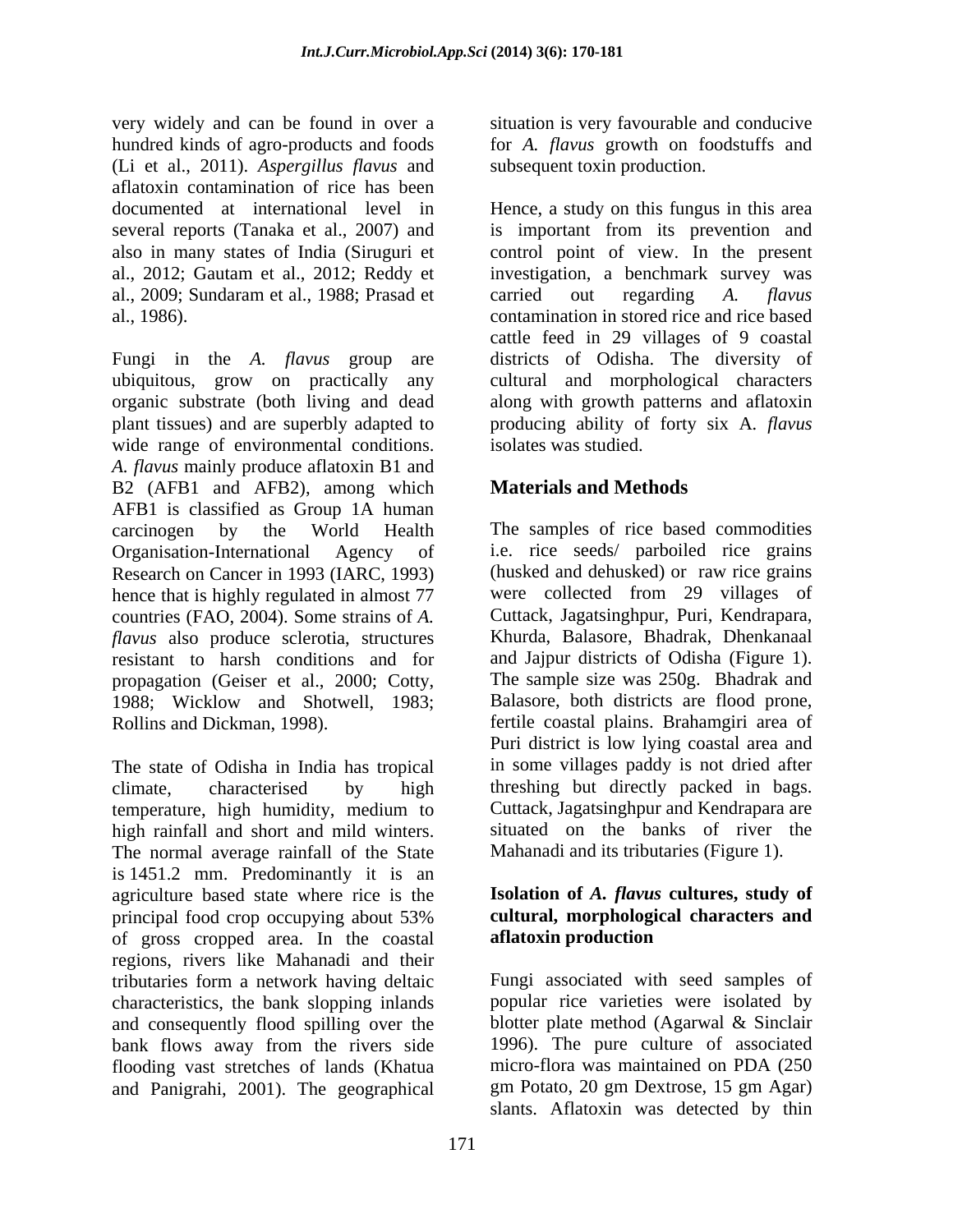very widely and can be found in over a hundred kinds of agro-products and foods (Li et al., 2011). *Aspergillus flavus* and aflatoxin contamination of rice has been documented at international level in several reports (Tanaka et al., 2007) and also in many states of India (Siruguri et al., 2012; Gautam et al., 2012; Reddy et al., 2009; Sundaram et al., 1988; Prasad et al., 1986).

Fungi in the *A. flavus* group are ubiquitous, grow on practically any organic substrate (both living and dead plant tissues) and are superbly adapted to wide range of environmental conditions. *A. flavus* mainly produce aflatoxin B1 and B2 (AFB1 and AFB2), among which AFB1 is classified as Group 1A human carcinogen by the World Health Organisation-International Agency of Research on Cancer in 1993 (IARC, 1993) hence that is highly regulated in almost 77 countries (FAO, 2004). Some strains of *A. flavus* also produce sclerotia, structures resistant to harsh conditions and for propagation (Geiser et al., 2000; Cotty, 1988; Wicklow and Shotwell, 1983; Rollins and Dickman, 1998).

The state of Odisha in India has tropical climate, characterised by high temperature, high humidity, medium to high rainfall and short and mild winters. The normal average rainfall of the State is 1451.2 mm. Predominantly it is an agriculture based state where rice is the principal food crop occupying about 53% of gross cropped area. In the coastal regions, rivers like Mahanadi and their tributaries form a network having deltaic characteristics, the bank slopping inlands and consequently flood spilling over the bank flows away from the rivers side flooding vast stretches of lands (Khatua and Panigrahi, 2001). The geographical situation is very favourable and conducive for *A. flavus* growth on foodstuffs and subsequent toxin production.

Hence, a study on this fungus in this area is important from its prevention and control point of view. In the present investigation, a benchmark survey was carried out regarding *A. flavus* contamination in stored rice and rice based cattle feed in 29 villages of 9 coastal districts of Odisha. The diversity of cultural and morphological characters along with growth patterns and aflatoxin producing ability of forty six A. *flavus* isolates was studied.

## Materials and Methods

The samples of rice based commodities i.e. rice seeds/ parboiled rice grains (husked and dehusked) or raw rice grains were collected from 29 villages of Cuttack, Jagatsinghpur, Puri, Kendrapara, Khurda, Balasore, Bhadrak, Dhenkanaal and Jajpur districts of Odisha (Figure 1). The sample size was 250g. Bhadrak and Balasore, both districts are flood prone, fertile coastal plains. Brahamgiri area of Puri district is low lying coastal area and in some villages paddy is not dried after threshing but directly packed in bags. Cuttack, Jagatsinghpur and Kendrapara are situated on the banks of river the Mahanadi and its tributaries (Figure 1).

### Isolation of *A. flavus* cultures, study of cultural, morphological characters and aflatoxin production

Fungi associated with seed samples of popular rice varieties were isolated by blotter plate method (Agarwal & Sinclair 1996). The pure culture of associated micro-flora was maintained on PDA (250 gm Potato, 20 gm Dextrose, 15 gm Agar) slants. Aflatoxin was detected by thin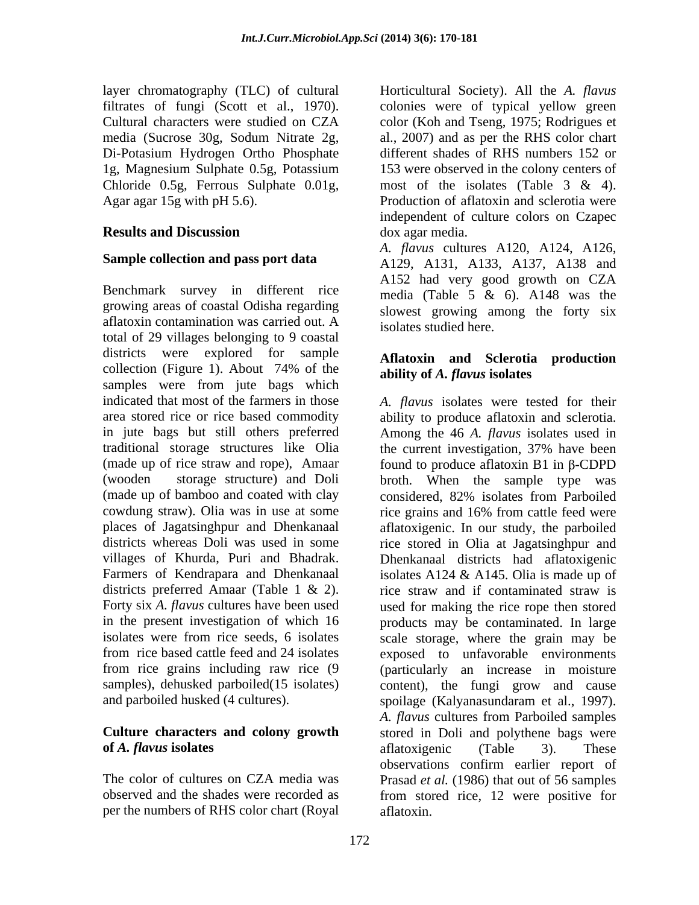layer chromatography (TLC) of cultural filtrates of fungi (Scott et al., 1970). Cultural characters were studied on CZA media (Sucrose 30g, Sodum Nitrate 2g, Di-Potasium Hydrogen Ortho Phosphate 1g, Magnesium Sulphate 0.5g, Potassium Chloride 0.5g, Ferrous Sulphate 0.01g, Agar agar 15g with pH 5.6).

## Results and Discussion

### Sample collection and pass port data

Benchmark survey in different rice growing areas of coastal Odisha regarding aflatoxin contamination was carried out. A total of 29 villages belonging to 9 coastal districts were explored for sample collection (Figure 1). About 74% of the samples were from jute bags which indicated that most of the farmers in those area stored rice or rice based commodity in jute bags but still others preferred traditional storage structures like Olia (made up of rice straw and rope), Amaar (wooden storage structure) and Doli (made up of bamboo and coated with clay cowdung straw). Olia was in use at some places of Jagatsinghpur and Dhenkanaal districts whereas Doli was used in some villages of Khurda, Puri and Bhadrak. Farmers of Kendrapara and Dhenkanaal districts preferred Amaar (Table 1 & 2). Forty six *A. flavus* cultures have been used in the present investigation of which 16 isolates were from rice seeds, 6 isolates from rice based cattle feed and 24 isolates from rice grains including raw rice (9 samples), dehusked parboiled(15 isolates) and parboiled husked (4 cultures).

### Culture characters and colony growth of *A. flavus* isolates

The color of cultures on CZA media was observed and the shades were recorded as per the numbers of RHS color chart (Royal Horticultural Society). All the *A. flavus* colonies were of typical yellow green color (Koh and Tseng, 1975; Rodrigues et al., 2007) and as per the RHS color chart different shades of RHS numbers 152 or 153 were observed in the colony centers of most of the isolates (Table 3 & 4). Production of aflatoxin and sclerotia were independent of culture colors on Czapec dox agar media.

*A. flavus* cultures A120, A124, A126, A129, A131, A133, A137, A138 and A152 had very good growth on CZA media (Table 5 & 6). A148 was the slowest growing among the forty six isolates studied here.

### Aflatoxin and Sclerotia production ability of *A. flavus* isolates

*A. flavus* isolates were tested for their ability to produce aflatoxin and sclerotia. Among the 46 *A. flavus* isolates used in the current investigation, 37% have been found to produce aflatoxin B1 in β-CDPD broth. When the sample type was considered, 82% isolates from Parboiled rice grains and 16% from cattle feed were aflatoxigenic. In our study, the parboiled rice stored in Olia at Jagatsinghpur and Dhenkanaal districts had aflatoxigenic isolates A124 & A145. Olia is made up of rice straw and if contaminated straw is used for making the rice rope then stored products may be contaminated. In large scale storage, where the grain may be exposed to unfavorable environments (particularly an increase in moisture content), the fungi grow and cause spoilage (Kalyanasundaram et al., 1997). *A. flavus* cultures from Parboiled samples stored in Doli and polythene bags were aflatoxigenic (Table 3). These observations confirm earlier report of Prasad *et al.* (1986) that out of 56 samples from stored rice, 12 were positive for aflatoxin.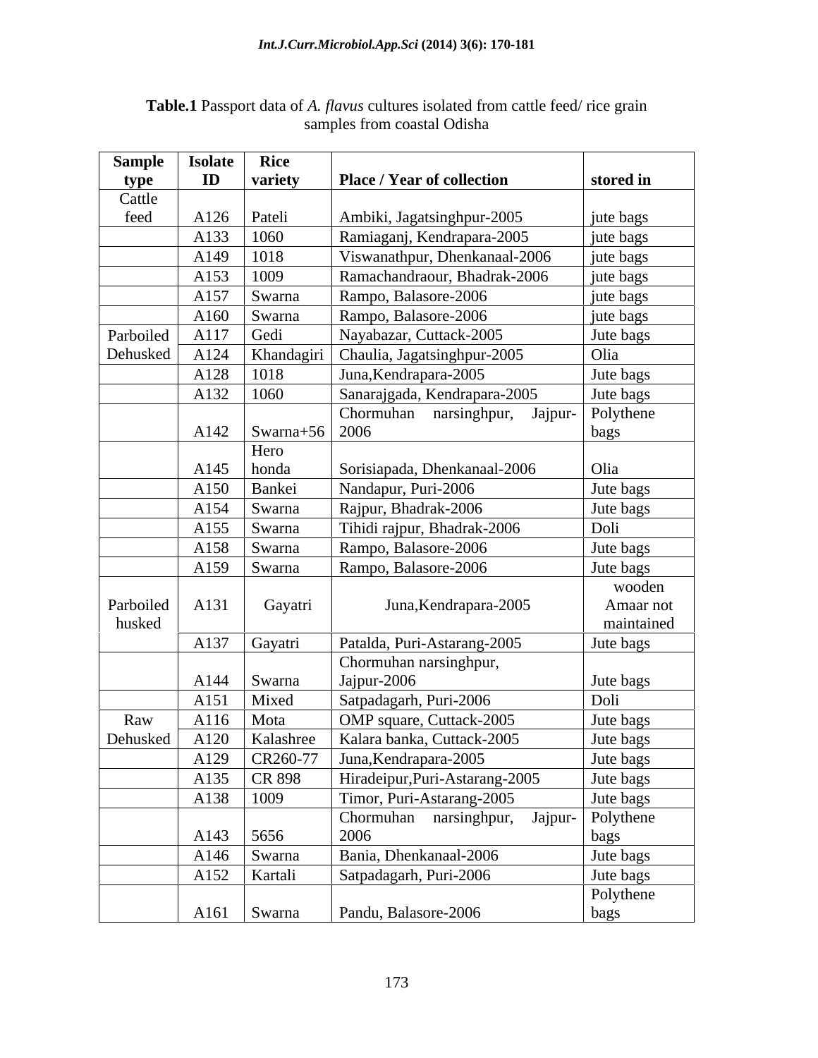**Table.1** Passport data of *A. flavus* cultures isolated from cattle feed/ rice grain samples from coastal Odisha

| Sample type | Isolate ID | Rice variety | Place / Year of collection | stored in |
|---|---|---|---|---|
| Cattle feed | A126 | Pateli | Ambiki, Jagatsinghpur-2005 | jute bags |
| | A133 | 1060 | Ramiaganj, Kendrapara-2005 | jute bags |
| | A149 | 1018 | Viswanathpur, Dhenkanaal-2006 | jute bags |
| | A153 | 1009 | Ramachandraour, Bhadrak-2006 | jute bags |
| | A157 | Swarna | Rampo, Balasore-2006 | jute bags |
| | A160 | Swarna | Rampo, Balasore-2006 | jute bags |
| Parboiled Dehusked | A117 | Gedi | Nayabazar, Cuttack-2005 | Jute bags |
| | A124 | Khandagiri | Chaulia, Jagatsinghpur-2005 | Olia |
| | A128 | 1018 | Juna,Kendrapara-2005 | Jute bags |
| | A132 | 1060 | Sanarajgada, Kendrapara-2005 | Jute bags |
| | A142 | Swarna+56 | Chormuhan narsinghpur, Jajpur-2006 | Polythene bags |
| | A145 | Hero honda | Sorisiapada, Dhenkanaal-2006 | Olia |
| | A150 | Bankei | Nandapur, Puri-2006 | Jute bags |
| | A154 | Swarna | Rajpur, Bhadrak-2006 | Jute bags |
| | A155 | Swarna | Tihidi rajpur, Bhadrak-2006 | Doli |
| | A158 | Swarna | Rampo, Balasore-2006 | Jute bags |
| | A159 | Swarna | Rampo, Balasore-2006 | Jute bags |
| Parboiled husked | A131 | Gayatri | Juna,Kendrapara-2005 | wooden Amaar not maintained |
| | A137 | Gayatri | Patalda, Puri-Astarang-2005 | Jute bags |
| | A144 | Swarna | Chormuhan narsinghpur, Jajpur-2006 | Jute bags |
| | A151 | Mixed | Satpadagarh, Puri-2006 | Doli |
| Raw Dehusked | A116 | Mota | OMP square, Cuttack-2005 | Jute bags |
| | A120 | Kalashree | Kalara banka, Cuttack-2005 | Jute bags |
| | A129 | CR260-77 | Juna,Kendrapara-2005 | Jute bags |
| | A135 | CR 898 | Hiradeipur,Puri-Astarang-2005 | Jute bags |
| | A138 | 1009 | Timor, Puri-Astarang-2005 | Jute bags |
| | A143 | 5656 | Chormuhan narsinghpur, Jajpur-2006 | Polythene bags |
| | A146 | Swarna | Bania, Dhenkanaal-2006 | Jute bags |
| | A152 | Kartali | Satpadagarh, Puri-2006 | Jute bags |
| | A161 | Swarna | Pandu, Balasore-2006 | Polythene bags |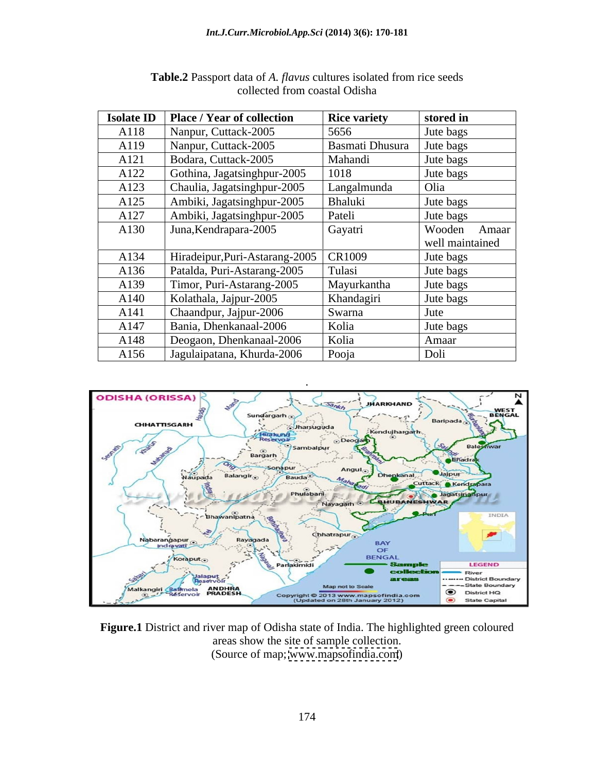**Table.2** Passport data of *A. flavus* cultures isolated from rice seeds collected from coastal Odisha

| Isolate ID | Place / Year of collection | Rice variety | stored in |
|---|---|---|---|
| A118 | Nanpur, Cuttack-2005 | 5656 | Jute bags |
| A119 | Nanpur, Cuttack-2005 | Basmati Dhusura | Jute bags |
| A121 | Bodara, Cuttack-2005 | Mahandi | Jute bags |
| A122 | Gothina, Jagatsinghpur-2005 | 1018 | Jute bags |
| A123 | Chaulia, Jagatsinghpur-2005 | Langalmunda | Olia |
| A125 | Ambiki, Jagatsinghpur-2005 | Bhaluki | Jute bags |
| A127 | Ambiki, Jagatsinghpur-2005 | Pateli | Jute bags |
| A130 | Juna,Kendrapara-2005 | Gayatri | Wooden Amaar well maintained |
| A134 | Hiradeipur,Puri-Astarang-2005 | CR1009 | Jute bags |
| A136 | Patalda, Puri-Astarang-2005 | Tulasi | Jute bags |
| A139 | Timor, Puri-Astarang-2005 | Mayurkantha | Jute bags |
| A140 | Kolathala, Jajpur-2005 | Khandagiri | Jute bags |
| A141 | Chaandpur, Jajpur-2006 | Swarna | Jute |
| A147 | Bania, Dhenkanaal-2006 | Kolia | Jute bags |
| A148 | Deogaon, Dhenkanaal-2006 | Kolia | Amaar |
| A156 | Jagulaipatana, Khurda-2006 | Pooja | Doli |

**Figure.1** District and river map of Odisha state of India. The highlighted green coloured areas show the site of sample collection.
(Source of map; www.mapsofindia.com)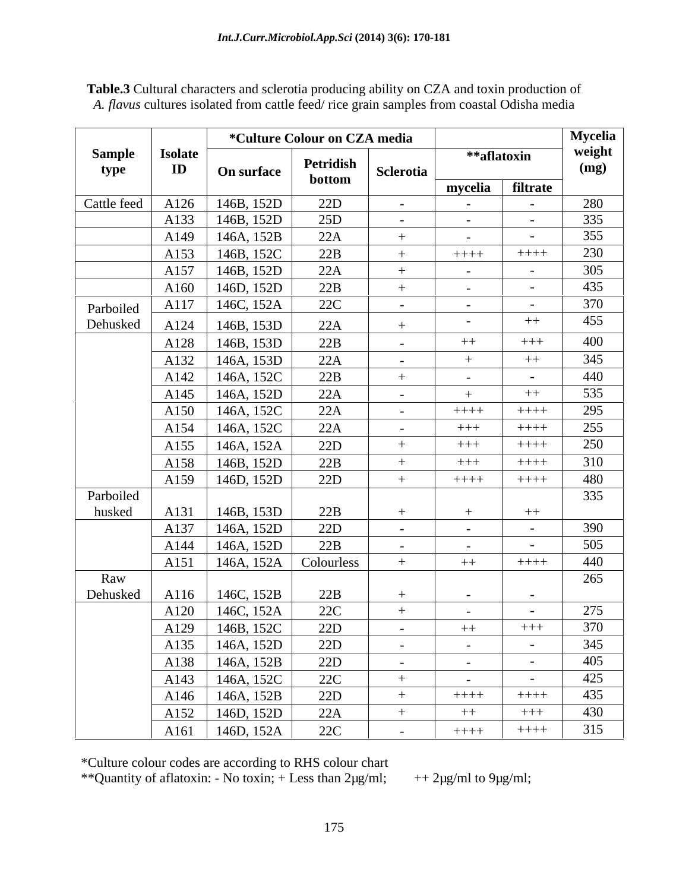**Table.3** Cultural characters and sclerotia producing ability on CZA and toxin production of *A. flavus* cultures isolated from cattle feed/ rice grain samples from coastal Odisha media

| Sample type | Isolate ID | *Culture Colour on CZA media | | | **aflatoxin | | Mycelia weight (mg) |
|---|---|---|---|---|---|---|---|
| | | On surface | Petridish bottom | Sclerotia | mycelia | filtrate | |
| Cattle feed | A126 | 146B, 152D | 22D | - | - | - | 280 |
| | A133 | 146B, 152D | 25D | - | - | - | 335 |
| | A149 | 146A, 152B | 22A | + | - | - | 355 |
| | A153 | 146B, 152C | 22B | + | ++++ | ++++ | 230 |
| | A157 | 146B, 152D | 22A | + | - | - | 305 |
| | A160 | 146D, 152D | 22B | + | - | - | 435 |
| Parboiled Dehusked | A117 | 146C, 152A | 22C | - | - | - | 370 |
| | A124 | 146B, 153D | 22A | + | - | ++ | 455 |
| | A128 | 146B, 153D | 22B | - | ++ | +++ | 400 |
| | A132 | 146A, 153D | 22A | - | + | ++ | 345 |
| | A142 | 146A, 152C | 22B | + | - | - | 440 |
| | A145 | 146A, 152D | 22A | - | + | ++ | 535 |
| | A150 | 146A, 152C | 22A | - | ++++ | ++++ | 295 |
| | A154 | 146A, 152C | 22A | - | +++ | ++++ | 255 |
| | A155 | 146A, 152A | 22D | + | +++ | ++++ | 250 |
| | A158 | 146B, 152D | 22B | + | +++ | ++++ | 310 |
| | A159 | 146D, 152D | 22D | + | ++++ | ++++ | 480 |
| Parboiled husked | A131 | 146B, 153D | 22B | + | + | ++ | 335 |
| | A137 | 146A, 152D | 22D | - | - | - | 390 |
| | A144 | 146A, 152D | 22B | - | - | - | 505 |
| | A151 | 146A, 152A | Colourless | + | ++ | ++++ | 440 |
| Raw Dehusked | A116 | 146C, 152B | 22B | + | - | - | 265 |
| | A120 | 146C, 152A | 22C | + | - | - | 275 |
| | A129 | 146B, 152C | 22D | - | ++ | +++ | 370 |
| | A135 | 146A, 152D | 22D | - | - | - | 345 |
| | A138 | 146A, 152B | 22D | - | - | - | 405 |
| | A143 | 146A, 152C | 22C | + | - | - | 425 |
| | A146 | 146A, 152B | 22D | + | ++++ | ++++ | 435 |
| | A152 | 146D, 152D | 22A | + | ++ | +++ | 430 |
| | A161 | 146D, 152A | 22C | - | ++++ | ++++ | 315 |

*Culture colour codes are according to RHS colour chart

**Quantity of aflatoxin: - No toxin; + Less than 2µg/ml; ++ 2µg/ml to 9µg/ml;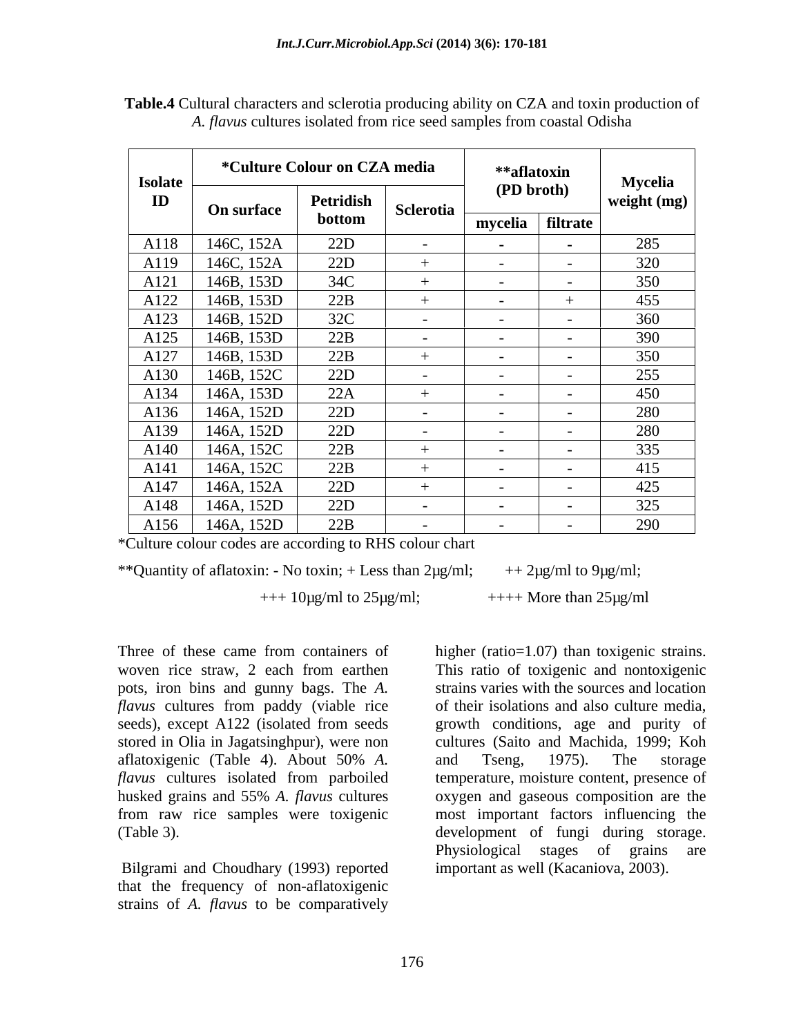**Table.4** Cultural characters and sclerotia producing ability on CZA and toxin production of *A. flavus* cultures isolated from rice seed samples from coastal Odisha

| Isolate ID | *Culture Colour on CZA media | | | **aflatoxin (PD broth) | | Mycelia weight (mg) |
|---|---|---|---|---|---|---|
| | On surface | Petridish bottom | Sclerotia | mycelia | filtrate | |
| A118 | 146C, 152A | 22D | - | - | - | 285 |
| A119 | 146C, 152A | 22D | + | - | - | 320 |
| A121 | 146B, 153D | 34C | + | - | - | 350 |
| A122 | 146B, 153D | 22B | + | - | + | 455 |
| A123 | 146B, 152D | 32C | - | - | - | 360 |
| A125 | 146B, 153D | 22B | - | - | - | 390 |
| A127 | 146B, 153D | 22B | + | - | - | 350 |
| A130 | 146B, 152C | 22D | - | - | - | 255 |
| A134 | 146A, 153D | 22A | + | - | - | 450 |
| A136 | 146A, 152D | 22D | - | - | - | 280 |
| A139 | 146A, 152D | 22D | - | - | - | 280 |
| A140 | 146A, 152C | 22B | + | - | - | 335 |
| A141 | 146A, 152C | 22B | + | - | - | 415 |
| A147 | 146A, 152A | 22D | + | - | - | 425 |
| A148 | 146A, 152D | 22D | - | - | - | 325 |
| A156 | 146A, 152D | 22B | - | - | - | 290 |

*Culture colour codes are according to RHS colour chart

**Quantity of aflatoxin: - No toxin; + Less than 2µg/ml; ++ 2µg/ml to 9µg/ml; +++ 10µg/ml to 25µg/ml; ++++ More than 25µg/ml

Three of these came from containers of woven rice straw, 2 each from earthen pots, iron bins and gunny bags. The *A. flavus* cultures from paddy (viable rice seeds), except A122 (isolated from seeds stored in Olia in Jagatsinghpur), were non aflatoxigenic (Table 4). About 50% *A. flavus* cultures isolated from parboiled husked grains and 55% *A. flavus* cultures from raw rice samples were toxigenic (Table 3).

Bilgrami and Choudhary (1993) reported that the frequency of non-aflatoxigenic strains of *A. flavus* to be comparatively higher (ratio=1.07) than toxigenic strains. This ratio of toxigenic and nontoxigenic strains varies with the sources and location of their isolations and also culture media, growth conditions, age and purity of cultures (Saito and Machida, 1999; Koh and Tseng, 1975). The storage temperature, moisture content, presence of oxygen and gaseous composition are the most important factors influencing the development of fungi during storage. Physiological stages of grains are important as well (Kacaniova, 2003).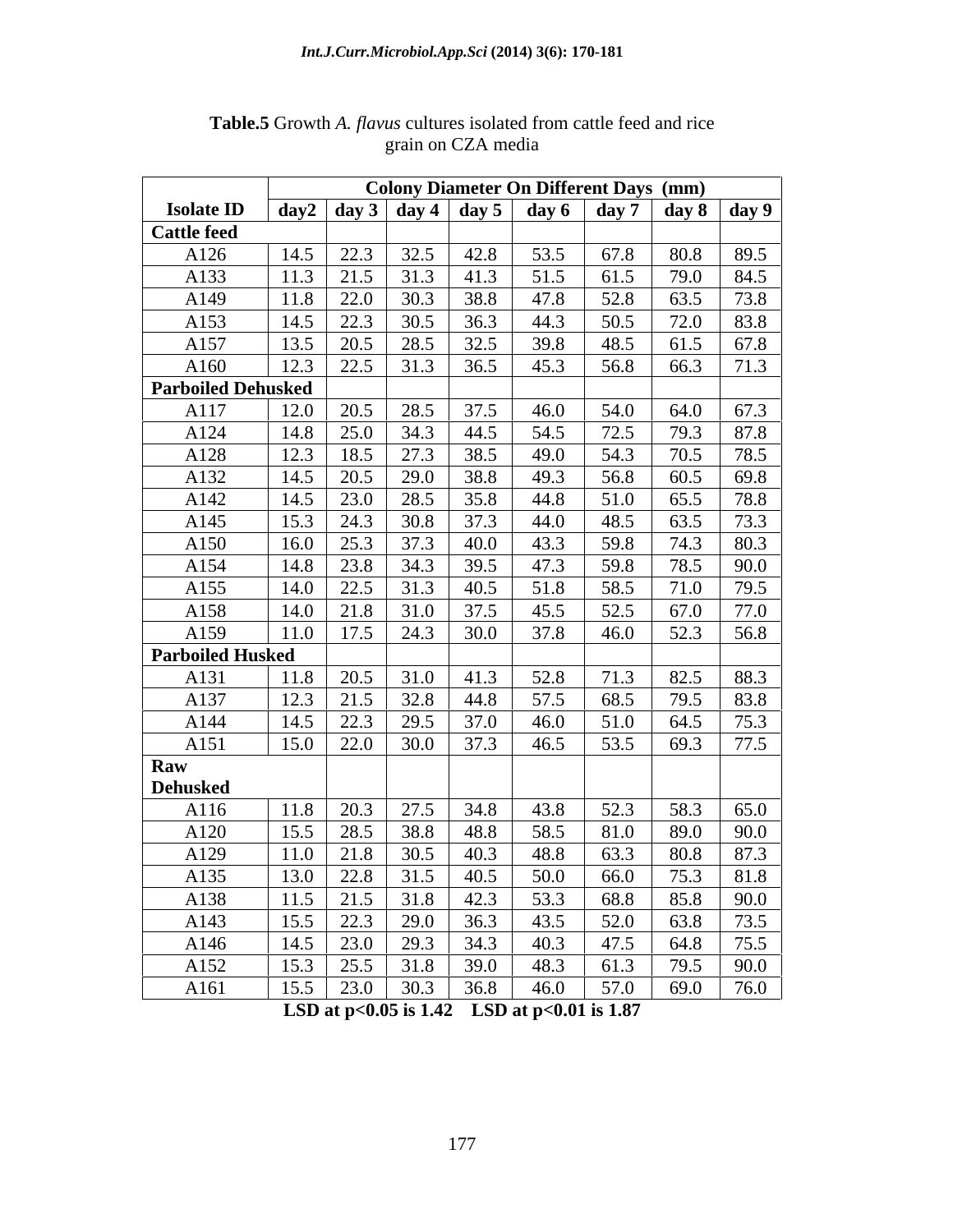**Table.5** Growth *A. flavus* cultures isolated from cattle feed and rice grain on CZA media

| Isolate ID | Colony Diameter On Different Days (mm) | | | | | | | |
|---|---|---|---|---|---|---|---|---|
| | day2 | day 3 | day 4 | day 5 | day 6 | day 7 | day 8 | day 9 |
| **Cattle feed** | | | | | | | | |
| A126 | 14.5 | 22.3 | 32.5 | 42.8 | 53.5 | 67.8 | 80.8 | 89.5 |
| A133 | 11.3 | 21.5 | 31.3 | 41.3 | 51.5 | 61.5 | 79.0 | 84.5 |
| A149 | 11.8 | 22.0 | 30.3 | 38.8 | 47.8 | 52.8 | 63.5 | 73.8 |
| A153 | 14.5 | 22.3 | 30.5 | 36.3 | 44.3 | 50.5 | 72.0 | 83.8 |
| A157 | 13.5 | 20.5 | 28.5 | 32.5 | 39.8 | 48.5 | 61.5 | 67.8 |
| A160 | 12.3 | 22.5 | 31.3 | 36.5 | 45.3 | 56.8 | 66.3 | 71.3 |
| **Parboiled Dehusked** | | | | | | | | |
| A117 | 12.0 | 20.5 | 28.5 | 37.5 | 46.0 | 54.0 | 64.0 | 67.3 |
| A124 | 14.8 | 25.0 | 34.3 | 44.5 | 54.5 | 72.5 | 79.3 | 87.8 |
| A128 | 12.3 | 18.5 | 27.3 | 38.5 | 49.0 | 54.3 | 70.5 | 78.5 |
| A132 | 14.5 | 20.5 | 29.0 | 38.8 | 49.3 | 56.8 | 60.5 | 69.8 |
| A142 | 14.5 | 23.0 | 28.5 | 35.8 | 44.8 | 51.0 | 65.5 | 78.8 |
| A145 | 15.3 | 24.3 | 30.8 | 37.3 | 44.0 | 48.5 | 63.5 | 73.3 |
| A150 | 16.0 | 25.3 | 37.3 | 40.0 | 43.3 | 59.8 | 74.3 | 80.3 |
| A154 | 14.8 | 23.8 | 34.3 | 39.5 | 47.3 | 59.8 | 78.5 | 90.0 |
| A155 | 14.0 | 22.5 | 31.3 | 40.5 | 51.8 | 58.5 | 71.0 | 79.5 |
| A158 | 14.0 | 21.8 | 31.0 | 37.5 | 45.5 | 52.5 | 67.0 | 77.0 |
| A159 | 11.0 | 17.5 | 24.3 | 30.0 | 37.8 | 46.0 | 52.3 | 56.8 |
| **Parboiled Husked** | | | | | | | | |
| A131 | 11.8 | 20.5 | 31.0 | 41.3 | 52.8 | 71.3 | 82.5 | 88.3 |
| A137 | 12.3 | 21.5 | 32.8 | 44.8 | 57.5 | 68.5 | 79.5 | 83.8 |
| A144 | 14.5 | 22.3 | 29.5 | 37.0 | 46.0 | 51.0 | 64.5 | 75.3 |
| A151 | 15.0 | 22.0 | 30.0 | 37.3 | 46.5 | 53.5 | 69.3 | 77.5 |
| **Raw Dehusked** | | | | | | | | |
| A116 | 11.8 | 20.3 | 27.5 | 34.8 | 43.8 | 52.3 | 58.3 | 65.0 |
| A120 | 15.5 | 28.5 | 38.8 | 48.8 | 58.5 | 81.0 | 89.0 | 90.0 |
| A129 | 11.0 | 21.8 | 30.5 | 40.3 | 48.8 | 63.3 | 80.8 | 87.3 |
| A135 | 13.0 | 22.8 | 31.5 | 40.5 | 50.0 | 66.0 | 75.3 | 81.8 |
| A138 | 11.5 | 21.5 | 31.8 | 42.3 | 53.3 | 68.8 | 85.8 | 90.0 |
| A143 | 15.5 | 22.3 | 29.0 | 36.3 | 43.5 | 52.0 | 63.8 | 73.5 |
| A146 | 14.5 | 23.0 | 29.3 | 34.3 | 40.3 | 47.5 | 64.8 | 75.5 |
| A152 | 15.3 | 25.5 | 31.8 | 39.0 | 48.3 | 61.3 | 79.5 | 90.0 |
| A161 | 15.5 | 23.0 | 30.3 | 36.8 | 46.0 | 57.0 | 69.0 | 76.0 |

**LSD at $p<0.05$ is 1.42 LSD at $p<0.01$ is 1.87**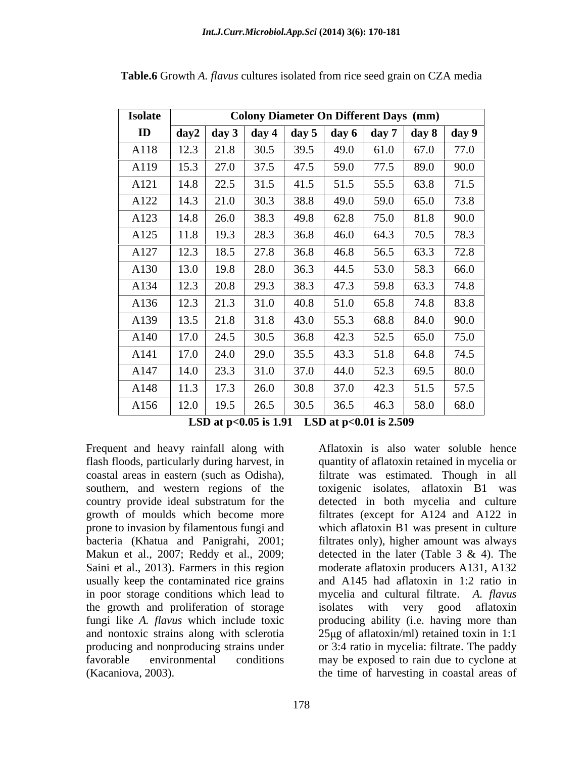**Table.6** Growth *A. flavus* cultures isolated from rice seed grain on CZA media

| Isolate ID | Colony Diameter On Different Days (mm) | | | | | | | |
|---|---|---|---|---|---|---|---|---|
| | day2 | day 3 | day 4 | day 5 | day 6 | day 7 | day 8 | day 9 |
| A118 | 12.3 | 21.8 | 30.5 | 39.5 | 49.0 | 61.0 | 67.0 | 77.0 |
| A119 | 15.3 | 27.0 | 37.5 | 47.5 | 59.0 | 77.5 | 89.0 | 90.0 |
| A121 | 14.8 | 22.5 | 31.5 | 41.5 | 51.5 | 55.5 | 63.8 | 71.5 |
| A122 | 14.3 | 21.0 | 30.3 | 38.8 | 49.0 | 59.0 | 65.0 | 73.8 |
| A123 | 14.8 | 26.0 | 38.3 | 49.8 | 62.8 | 75.0 | 81.8 | 90.0 |
| A125 | 11.8 | 19.3 | 28.3 | 36.8 | 46.0 | 64.3 | 70.5 | 78.3 |
| A127 | 12.3 | 18.5 | 27.8 | 36.8 | 46.8 | 56.5 | 63.3 | 72.8 |
| A130 | 13.0 | 19.8 | 28.0 | 36.3 | 44.5 | 53.0 | 58.3 | 66.0 |
| A134 | 12.3 | 20.8 | 29.3 | 38.3 | 47.3 | 59.8 | 63.3 | 74.8 |
| A136 | 12.3 | 21.3 | 31.0 | 40.8 | 51.0 | 65.8 | 74.8 | 83.8 |
| A139 | 13.5 | 21.8 | 31.8 | 43.0 | 55.3 | 68.8 | 84.0 | 90.0 |
| A140 | 17.0 | 24.5 | 30.5 | 36.8 | 42.3 | 52.5 | 65.0 | 75.0 |
| A141 | 17.0 | 24.0 | 29.0 | 35.5 | 43.3 | 51.8 | 64.8 | 74.5 |
| A147 | 14.0 | 23.3 | 31.0 | 37.0 | 44.0 | 52.3 | 69.5 | 80.0 |
| A148 | 11.3 | 17.3 | 26.0 | 30.8 | 37.0 | 42.3 | 51.5 | 57.5 |
| A156 | 12.0 | 19.5 | 26.5 | 30.5 | 36.5 | 46.3 | 58.0 | 68.0 |

**LSD at $p<0.05$ is 1.91 LSD at $p<0.01$ is 2.509**

Frequent and heavy rainfall along with flash floods, particularly during harvest, in coastal areas in eastern (such as Odisha), southern, and western regions of the country provide ideal substratum for the growth of moulds which become more prone to invasion by filamentous fungi and bacteria (Khatua and Panigrahi, 2001; Makun et al., 2007; Reddy et al., 2009; Saini et al., 2013). Farmers in this region usually keep the contaminated rice grains in poor storage conditions which lead to the growth and proliferation of storage fungi like *A. flavus* which include toxic and nontoxic strains along with sclerotia producing and nonproducing strains under favorable environmental conditions (Kacaniova, 2003).

Aflatoxin is also water soluble hence quantity of aflatoxin retained in mycelia or filtrate was estimated. Though in all toxigenic isolates, aflatoxin B1 was detected in both mycelia and culture filtrates (except for A124 and A122 in which aflatoxin B1 was present in culture filtrates only), higher amount was always detected in the later (Table 3 & 4). The moderate aflatoxin producers A131, A132 and A145 had aflatoxin in 1:2 ratio in mycelia and cultural filtrate. *A. flavus* isolates with very good aflatoxin producing ability (i.e. having more than 25μg of aflatoxin/ml) retained toxin in 1:1 or 3:4 ratio in mycelia: filtrate. The paddy may be exposed to rain due to cyclone at the time of harvesting in coastal areas of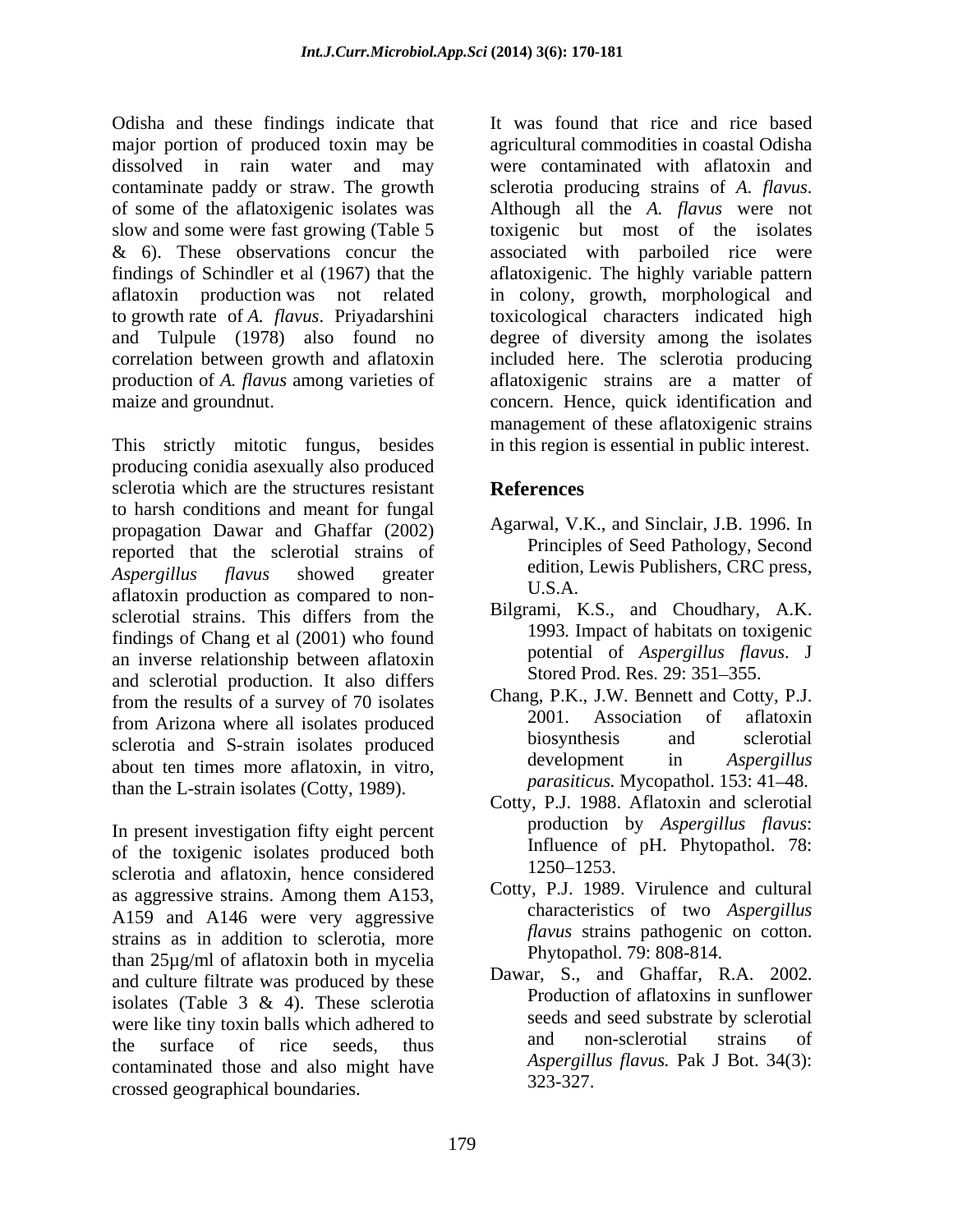Odisha and these findings indicate that major portion of produced toxin may be dissolved in rain water and may contaminate paddy or straw. The growth of some of the aflatoxigenic isolates was slow and some were fast growing (Table 5 & 6). These observations concur the findings of Schindler et al (1967) that the aflatoxin production was not related to growth rate of *A. flavus*. Priyadarshini and Tulpule (1978) also found no correlation between growth and aflatoxin production of *A. flavus* among varieties of maize and groundnut.

This strictly mitotic fungus, besides producing conidia asexually also produced sclerotia which are the structures resistant to harsh conditions and meant for fungal propagation Dawar and Ghaffar (2002) reported that the sclerotial strains of *Aspergillus flavus* showed greater aflatoxin production as compared to non-sclerotial strains. This differs from the findings of Chang et al (2001) who found an inverse relationship between aflatoxin and sclerotial production. It also differs from the results of a survey of 70 isolates from Arizona where all isolates produced sclerotia and S-strain isolates produced about ten times more aflatoxin, in vitro, than the L-strain isolates (Cotty, 1989).

In present investigation fifty eight percent of the toxigenic isolates produced both sclerotia and aflatoxin, hence considered as aggressive strains. Among them A153, A159 and A146 were very aggressive strains as in addition to sclerotia, more than 25µg/ml of aflatoxin both in mycelia and culture filtrate was produced by these isolates (Table 3 & 4). These sclerotia were like tiny toxin balls which adhered to the surface of rice seeds, thus contaminated those and also might have crossed geographical boundaries.

It was found that rice and rice based agricultural commodities in coastal Odisha were contaminated with aflatoxin and sclerotia producing strains of *A. flavus*. Although all the *A. flavus* were not toxigenic but most of the isolates associated with parboiled rice were aflatoxigenic. The highly variable pattern in colony, growth, morphological and toxicological characters indicated high degree of diversity among the isolates included here. The sclerotia producing aflatoxigenic strains are a matter of concern. Hence, quick identification and management of these aflatoxigenic strains in this region is essential in public interest.

## References

Agarwal, V.K., and Sinclair, J.B. 1996. In Principles of Seed Pathology, Second edition, Lewis Publishers, CRC press, U.S.A.

Bilgrami, K.S., and Choudhary, A.K. 1993. Impact of habitats on toxigenic potential of *Aspergillus flavus*. J Stored Prod. Res. 29: 351–355.

Chang, P.K., J.W. Bennett and Cotty, P.J. 2001. Association of aflatoxin biosynthesis and sclerotial development in *Aspergillus parasiticus.* Mycopathol. 153: 41–48.

Cotty, P.J. 1988. Aflatoxin and sclerotial production by *Aspergillus flavus*: Influence of pH. Phytopathol. 78: 1250–1253.

Cotty, P.J. 1989. Virulence and cultural characteristics of two *Aspergillus flavus* strains pathogenic on cotton. Phytopathol. 79: 808-814.

Dawar, S., and Ghaffar, R.A. 2002. Production of aflatoxins in sunflower seeds and seed substrate by sclerotial and non-sclerotial strains of *Aspergillus flavus.* Pak J Bot. 34(3): 323-327.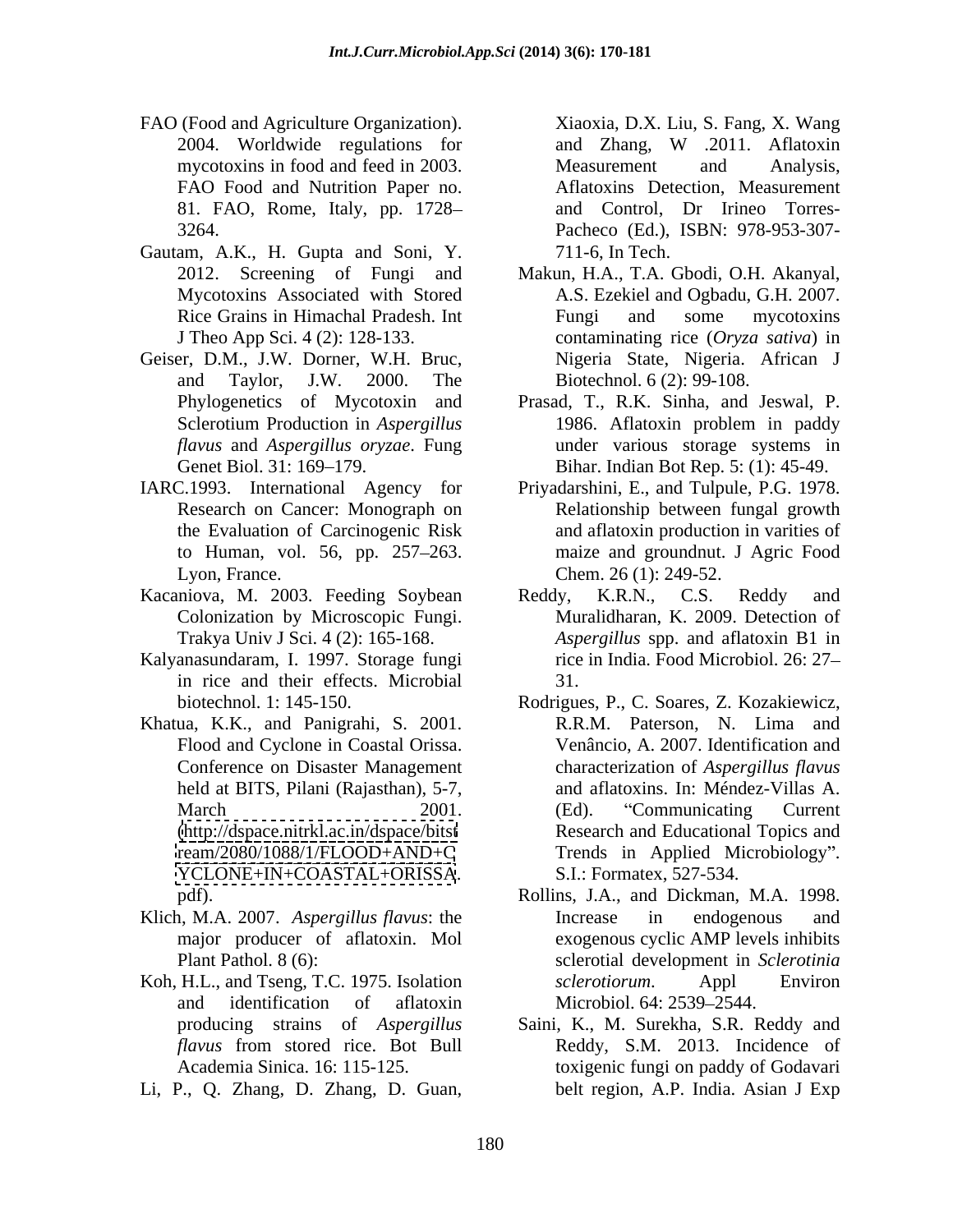FAO (Food and Agriculture Organization). 2004. Worldwide regulations for mycotoxins in food and feed in 2003. FAO Food and Nutrition Paper no. 81. FAO, Rome, Italy, pp. 1728–3264.

Gautam, A.K., H. Gupta and Soni, Y. 2012. Screening of Fungi and Mycotoxins Associated with Stored Rice Grains in Himachal Pradesh. Int J Theo App Sci. 4 (2): 128-133.

Geiser, D.M., J.W. Dorner, W.H. Bruc, and Taylor, J.W. 2000. The Phylogenetics of Mycotoxin and Sclerotium Production in *Aspergillus flavus* and *Aspergillus oryzae*. Fung Genet Biol. 31: 169–179.

IARC.1993. International Agency for Research on Cancer: Monograph on the Evaluation of Carcinogenic Risk to Human, vol. 56, pp. 257–263. Lyon, France.

Kacaniova, M. 2003. Feeding Soybean Colonization by Microscopic Fungi. Trakya Univ J Sci. 4 (2): 165-168.

Kalyanasundaram, I. 1997. Storage fungi in rice and their effects. Microbial biotechnol. 1: 145-150.

Khatua, K.K., and Panigrahi, S. 2001. Flood and Cyclone in Coastal Orissa. Conference on Disaster Management held at BITS, Pilani (Rajasthan), 5-7, March 2001. (http://dspace.nitrkl.ac.in/dspace/bitstream/2080/1088/1/FLOOD+AND+CYCLONE+IN+COASTAL+ORISSA.pdf).

Klich, M.A. 2007. *Aspergillus flavus*: the major producer of aflatoxin. Mol Plant Pathol. 8 (6):

Koh, H.L., and Tseng, T.C. 1975. Isolation and identification of aflatoxin producing strains of *Aspergillus flavus* from stored rice. Bot Bull Academia Sinica. 16: 115-125.

Li, P., Q. Zhang, D. Zhang, D. Guan, Xiaoxia, D.X. Liu, S. Fang, X. Wang and Zhang, W .2011. Aflatoxin Measurement and Analysis, Aflatoxins Detection, Measurement and Control, Dr Irineo Torres-Pacheco (Ed.), ISBN: 978-953-307-711-6, In Tech.

Makun, H.A., T.A. Gbodi, O.H. Akanyal, A.S. Ezekiel and Ogbadu, G.H. 2007. Fungi and some mycotoxins contaminating rice (*Oryza sativa*) in Nigeria State, Nigeria. African J Biotechnol. 6 (2): 99-108.

Prasad, T., R.K. Sinha, and Jeswal, P. 1986. Aflatoxin problem in paddy under various storage systems in Bihar. Indian Bot Rep. 5: (1): 45-49.

Priyadarshini, E., and Tulpule, P.G. 1978. Relationship between fungal growth and aflatoxin production in varities of maize and groundnut. J Agric Food Chem. 26 (1): 249-52.

Reddy, K.R.N., C.S. Reddy and Muralidharan, K. 2009. Detection of *Aspergillus* spp. and aflatoxin B1 in rice in India. Food Microbiol. 26: 27–31.

Rodrigues, P., C. Soares, Z. Kozakiewicz, R.R.M. Paterson, N. Lima and Venâncio, A. 2007. Identification and characterization of *Aspergillus flavus* and aflatoxins. In: Méndez-Villas A. (Ed). "Communicating Current Research and Educational Topics and Trends in Applied Microbiology". S.I.: Formatex, 527-534.

Rollins, J.A., and Dickman, M.A. 1998. Increase in endogenous and exogenous cyclic AMP levels inhibits sclerotial development in *Sclerotinia sclerotiorum*. Appl Environ Microbiol. 64: 2539–2544.

Saini, K., M. Surekha, S.R. Reddy and Reddy, S.M. 2013. Incidence of toxigenic fungi on paddy of Godavari belt region, A.P. India. Asian J Exp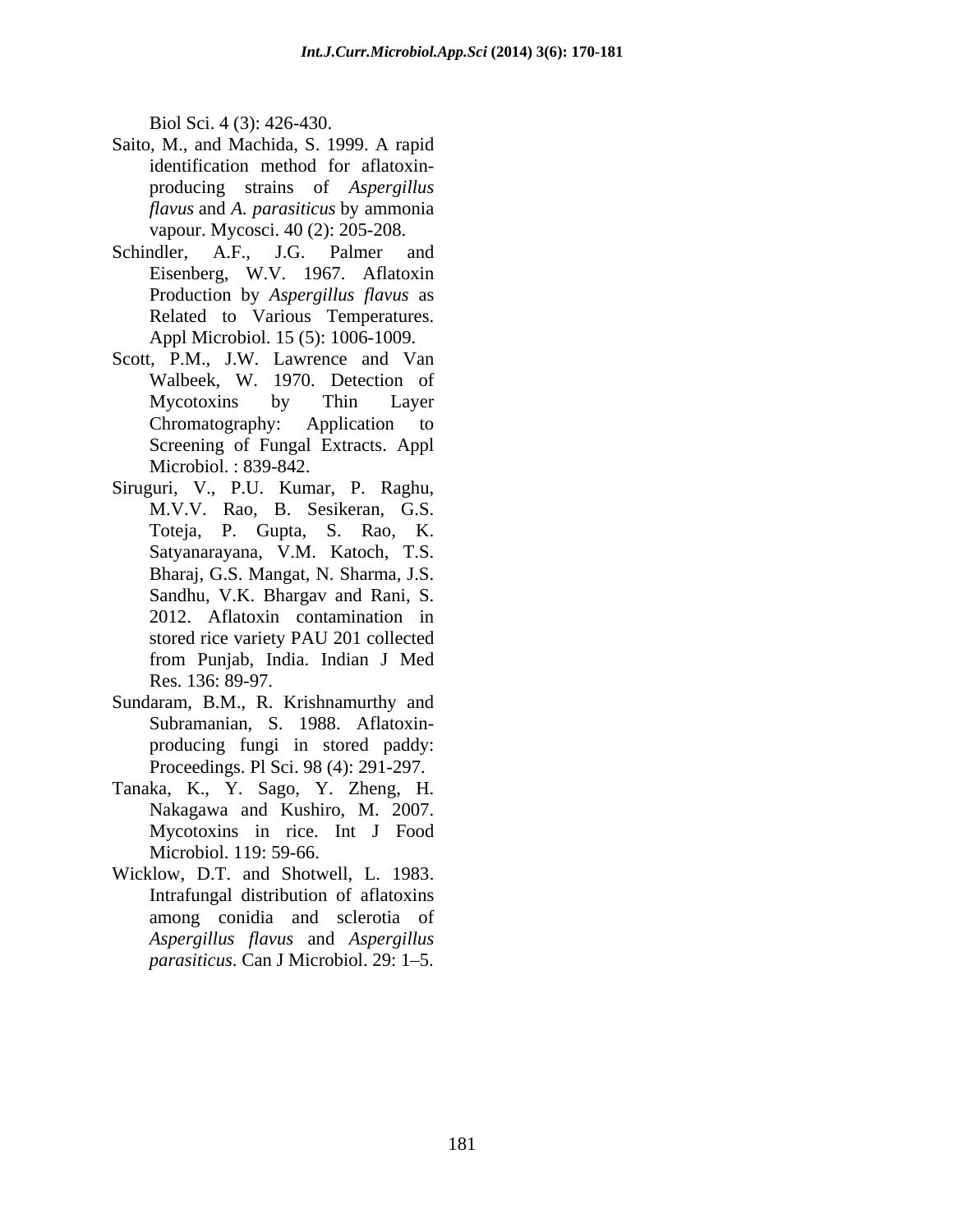Biol Sci. 4 (3): 426-430.

Saito, M., and Machida, S. 1999. A rapid identification method for aflatoxin-producing strains of *Aspergillus flavus* and *A. parasiticus* by ammonia vapour. Mycosci. 40 (2): 205-208.

Schindler, A.F., J.G. Palmer and Eisenberg, W.V. 1967. Aflatoxin Production by *Aspergillus flavus* as Related to Various Temperatures. Appl Microbiol. 15 (5): 1006-1009.

Scott, P.M., J.W. Lawrence and Van Walbeek, W. 1970. Detection of Mycotoxins by Thin Layer Chromatography: Application to Screening of Fungal Extracts. Appl Microbiol. : 839-842.

Siruguri, V., P.U. Kumar, P. Raghu, M.V.V. Rao, B. Sesikeran, G.S. Toteja, P. Gupta, S. Rao, K. Satyanarayana, V.M. Katoch, T.S. Bharaj, G.S. Mangat, N. Sharma, J.S. Sandhu, V.K. Bhargav and Rani, S. 2012. Aflatoxin contamination in stored rice variety PAU 201 collected from Punjab, India. Indian J Med Res. 136: 89-97.

Sundaram, B.M., R. Krishnamurthy and Subramanian, S. 1988. Aflatoxin-producing fungi in stored paddy: Proceedings. Pl Sci. 98 (4): 291-297.

Tanaka, K., Y. Sago, Y. Zheng, H. Nakagawa and Kushiro, M. 2007. Mycotoxins in rice. Int J Food Microbiol. 119: 59-66.

Wicklow, D.T. and Shotwell, L. 1983. Intrafungal distribution of aflatoxins among conidia and sclerotia of *Aspergillus flavus* and *Aspergillus parasiticus*. Can J Microbiol. 29: 1–5.